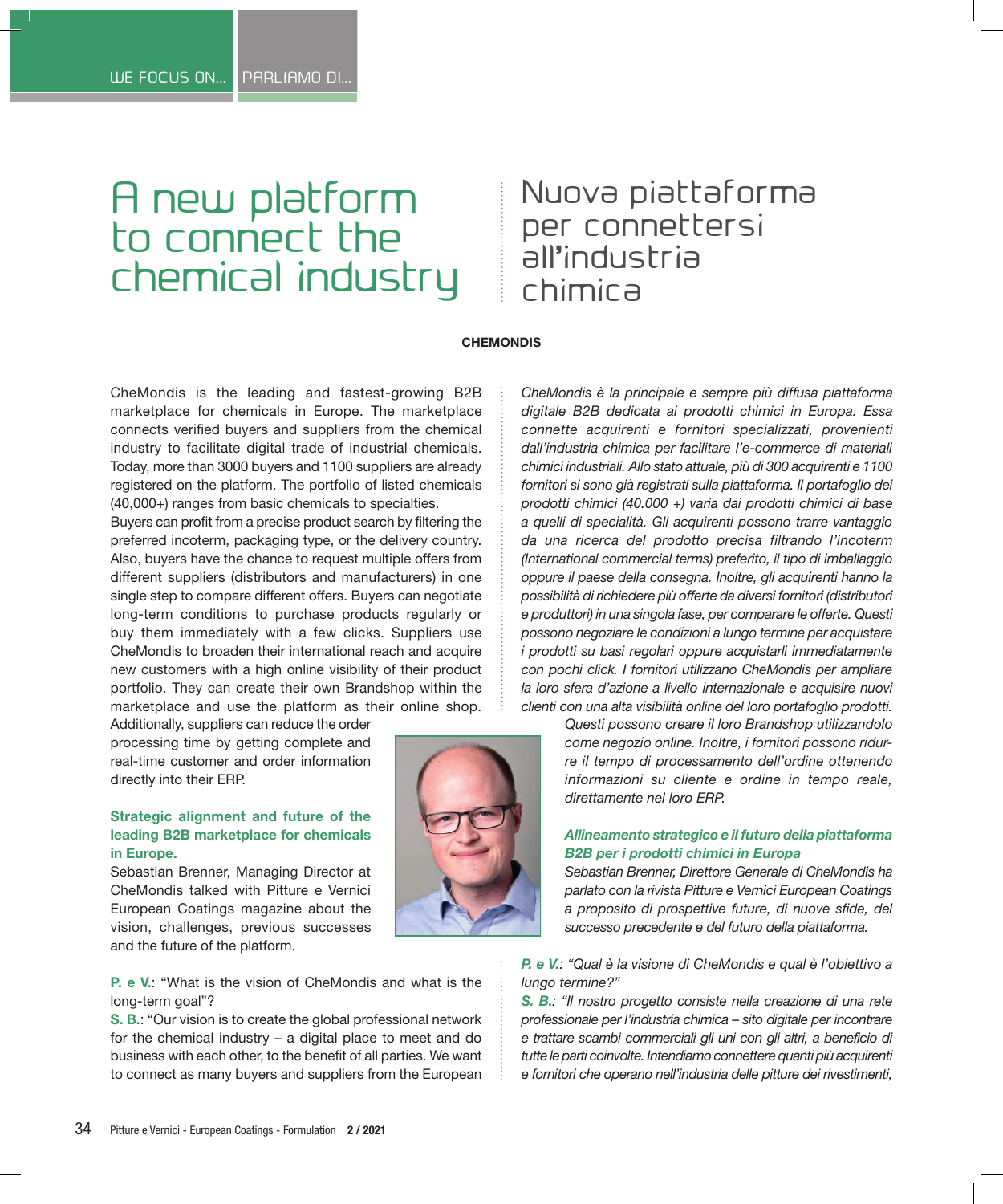WE FOCUS ON... PARLIAMO DI...

# A new platform to connect the chemical industry

# Nuova piattaforma per connettersi all'industria chimica

**CHEMONDIS**

CheMondis is the leading and fastest-growing B2B marketplace for chemicals in Europe. The marketplace connects verified buyers and suppliers from the chemical industry to facilitate digital trade of industrial chemicals. Today, more than 3000 buyers and 1100 suppliers are already registered on the platform. The portfolio of listed chemicals (40,000+) ranges from basic chemicals to specialties.

Buyers can profit from a precise product search by filtering the preferred incoterm, packaging type, or the delivery country. Also, buyers have the chance to request multiple offers from different suppliers (distributors and manufacturers) in one single step to compare different offers. Buyers can negotiate long-term conditions to purchase products regularly or buy them immediately with a few clicks. Suppliers use CheMondis to broaden their international reach and acquire new customers with a high online visibility of their product portfolio. They can create their own Brandshop within the marketplace and use the platform as their online shop. Additionally, suppliers can reduce the order processing time by getting complete and real-time customer and order information directly into their ERP.

### Strategic alignment and future of the leading B2B marketplace for chemicals in Europe.

Sebastian Brenner, Managing Director at CheMondis talked with Pitture e Vernici European Coatings magazine about the vision, challenges, previous successes and the future of the platform.

**P. e V.**: "What is the vision of CheMondis and what is the long-term goal"?

**S. B.**: "Our vision is to create the global professional network for the chemical industry – a digital place to meet and do business with each other, to the benefit of all parties. We want to connect as many buyers and suppliers from the European

*CheMondis è la principale e sempre più diffusa piattaforma digitale B2B dedicata ai prodotti chimici in Europa. Essa connette acquirenti e fornitori specializzati, provenienti dall'industria chimica per facilitare l'e-commerce di materiali chimici industriali. Allo stato attuale, più di 300 acquirenti e 1100 fornitori si sono già registrati sulla piattaforma. Il portafoglio dei prodotti chimici (40.000 +) varia dai prodotti chimici di base a quelli di specialità. Gli acquirenti possono trarre vantaggio da una ricerca del prodotto precisa filtrando l'incoterm (International commercial terms) preferito, il tipo di imballaggio oppure il paese della consegna. Inoltre, gli acquirenti hanno la possibilità di richiedere più offerte da diversi fornitori (distributori e produttori) in una singola fase, per comparare le offerte. Questi possono negoziare le condizioni a lungo termine per acquistare i prodotti su basi regolari oppure acquistarli immediatamente con pochi click. I fornitori utilizzano CheMondis per ampliare la loro sfera d'azione a livello internazionale e acquisire nuovi clienti con una alta visibilità online del loro portafoglio prodotti. Questi possono creare il loro Brandshop utilizzandolo come negozio online. Inoltre, i fornitori possono ridurre il tempo di processamento dell'ordine ottenendo informazioni su cliente e ordine in tempo reale, direttamente nel loro ERP.*

### *Allineamento strategico e il futuro della piattaforma B2B per i prodotti chimici in Europa*

*Sebastian Brenner, Direttore Generale di CheMondis ha parlato con la rivista Pitture e Vernici European Coatings a proposito di prospettive future, di nuove sfide, del successo precedente e del futuro della piattaforma.*

***P. e V.**: "Qual è la visione di CheMondis e qual è l'obiettivo a lungo termine?"*

***S. B.**: "Il nostro progetto consiste nella creazione di una rete professionale per l'industria chimica – sito digitale per incontrare e trattare scambi commerciali gli uni con gli altri, a beneficio di tutte le parti coinvolte. Intendiamo connettere quanti più acquirenti e fornitori che operano nell'industria delle pitture dei rivestimenti,*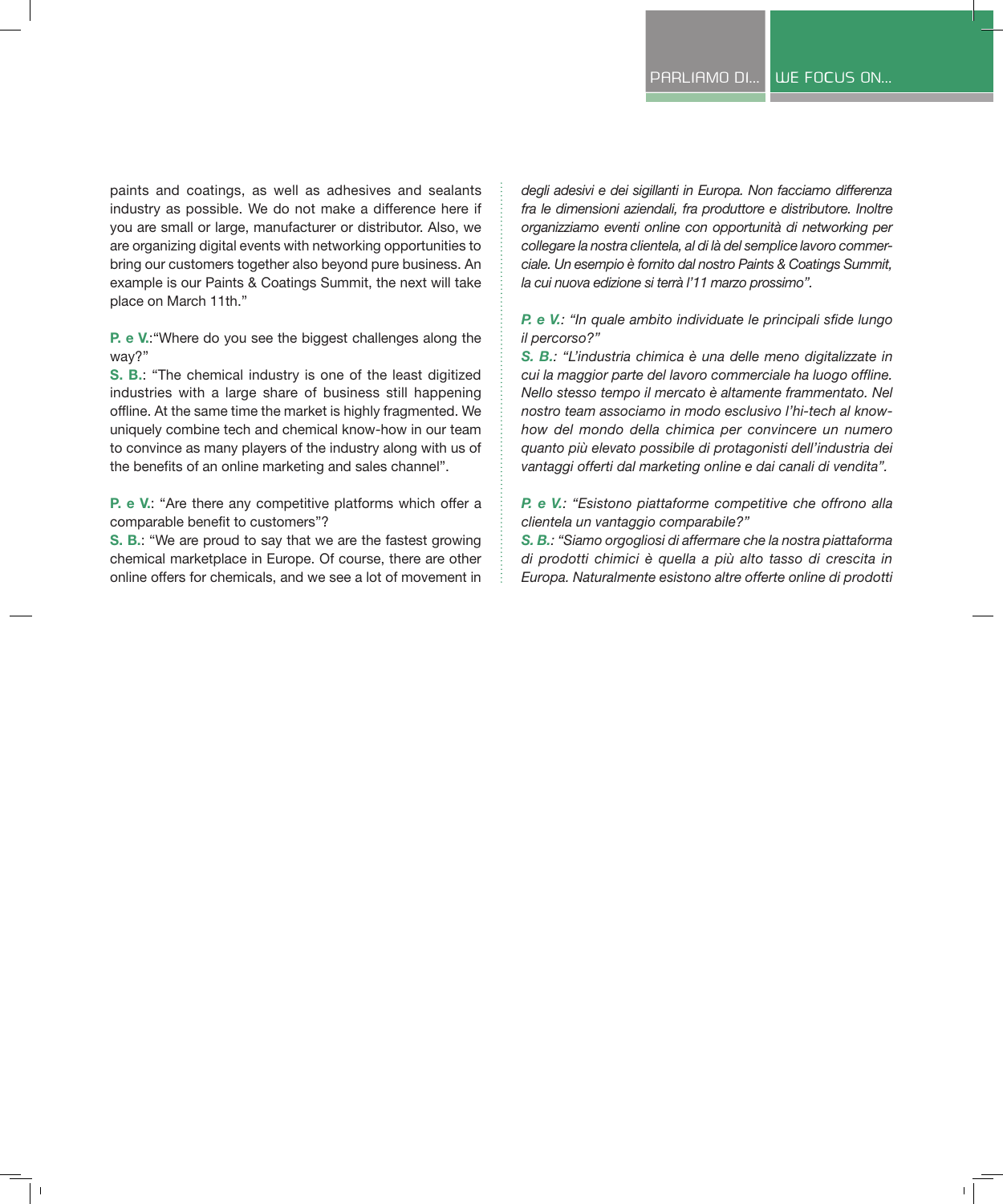paints and coatings, as well as adhesives and sealants industry as possible. We do not make a difference here if you are small or large, manufacturer or distributor. Also, we are organizing digital events with networking opportunities to bring our customers together also beyond pure business. An example is our Paints & Coatings Summit, the next will take place on March 11th."

**P. e V.**:"Where do you see the biggest challenges along the way?"
**S. B.**: "The chemical industry is one of the least digitized industries with a large share of business still happening offline. At the same time the market is highly fragmented. We uniquely combine tech and chemical know-how in our team to convince as many players of the industry along with us of the benefits of an online marketing and sales channel".

**P. e V.**: "Are there any competitive platforms which offer a comparable benefit to customers"?
**S. B.**: "We are proud to say that we are the fastest growing chemical marketplace in Europe. Of course, there are other online offers for chemicals, and we see a lot of movement in

*degli adesivi e dei sigillanti in Europa. Non facciamo differenza fra le dimensioni aziendali, fra produttore e distributore. Inoltre organizziamo eventi online con opportunità di networking per collegare la nostra clientela, al di là del semplice lavoro commerciale. Un esempio è fornito dal nostro Paints & Coatings Summit, la cui nuova edizione si terrà l'11 marzo prossimo".*

***P. e V.**: "In quale ambito individuate le principali sfide lungo il percorso?"*
***S. B.**: "L'industria chimica è una delle meno digitalizzate in cui la maggior parte del lavoro commerciale ha luogo offline. Nello stesso tempo il mercato è altamente frammentato. Nel nostro team associamo in modo esclusivo l'hi-tech al know-how del mondo della chimica per convincere un numero quanto più elevato possibile di protagonisti dell'industria dei vantaggi offerti dal marketing online e dai canali di vendita".*

***P. e V.**: "Esistono piattaforme competitive che offrono alla clientela un vantaggio comparabile?"*
***S. B.**: "Siamo orgogliosi di affermare che la nostra piattaforma di prodotti chimici è quella a più alto tasso di crescita in Europa. Naturalmente esistono altre offerte online di prodotti*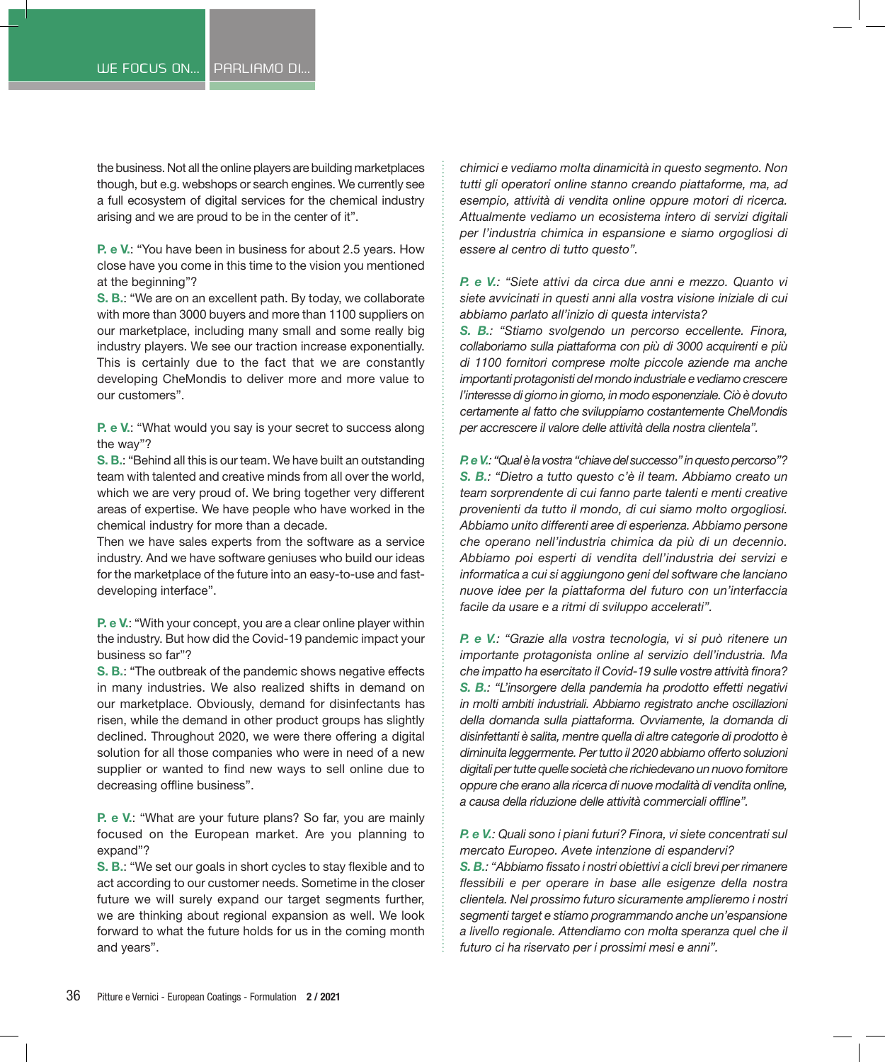the business. Not all the online players are building marketplaces though, but e.g. webshops or search engines. We currently see a full ecosystem of digital services for the chemical industry arising and we are proud to be in the center of it".

**P. e V.**: "You have been in business for about 2.5 years. How close have you come in this time to the vision you mentioned at the beginning"?

**S. B.**: "We are on an excellent path. By today, we collaborate with more than 3000 buyers and more than 1100 suppliers on our marketplace, including many small and some really big industry players. We see our traction increase exponentially. This is certainly due to the fact that we are constantly developing CheMondis to deliver more and more value to our customers".

**P. e V.**: "What would you say is your secret to success along the way"?

**S. B.**: "Behind all this is our team. We have built an outstanding team with talented and creative minds from all over the world, which we are very proud of. We bring together very different areas of expertise. We have people who have worked in the chemical industry for more than a decade.

Then we have sales experts from the software as a service industry. And we have software geniuses who build our ideas for the marketplace of the future into an easy-to-use and fast-developing interface".

**P. e V.**: "With your concept, you are a clear online player within the industry. But how did the Covid-19 pandemic impact your business so far"?

**S. B.**: "The outbreak of the pandemic shows negative effects in many industries. We also realized shifts in demand on our marketplace. Obviously, demand for disinfectants has risen, while the demand in other product groups has slightly declined. Throughout 2020, we were there offering a digital solution for all those companies who were in need of a new supplier or wanted to find new ways to sell online due to decreasing offline business".

**P. e V.**: "What are your future plans? So far, you are mainly focused on the European market. Are you planning to expand"?

**S. B.**: "We set our goals in short cycles to stay flexible and to act according to our customer needs. Sometime in the closer future we will surely expand our target segments further, we are thinking about regional expansion as well. We look forward to what the future holds for us in the coming month and years".

*chimici e vediamo molta dinamicità in questo segmento. Non tutti gli operatori online stanno creando piattaforme, ma, ad esempio, attività di vendita online oppure motori di ricerca. Attualmente vediamo un ecosistema intero di servizi digitali per l'industria chimica in espansione e siamo orgogliosi di essere al centro di tutto questo".*

***P. e V.**: "Siete attivi da circa due anni e mezzo. Quanto vi siete avvicinati in questi anni alla vostra visione iniziale di cui abbiamo parlato all'inizio di questa intervista?*

***S. B.**: "Stiamo svolgendo un percorso eccellente. Finora, collaboriamo sulla piattaforma con più di 3000 acquirenti e più di 1100 fornitori comprese molte piccole aziende ma anche importanti protagonisti del mondo industriale e vediamo crescere l'interesse di giorno in giorno, in modo esponenziale. Ciò è dovuto certamente al fatto che sviluppiamo costantemente CheMondis per accrescere il valore delle attività della nostra clientela".*

***P. e V.**: "Qual è la vostra "chiave del successo" in questo percorso"?*

***S. B.**: "Dietro a tutto questo c'è il team. Abbiamo creato un team sorprendente di cui fanno parte talenti e menti creative provenienti da tutto il mondo, di cui siamo molto orgogliosi. Abbiamo unito differenti aree di esperienza. Abbiamo persone che operano nell'industria chimica da più di un decennio. Abbiamo poi esperti di vendita dell'industria dei servizi e informatica a cui si aggiungono geni del software che lanciano nuove idee per la piattaforma del futuro con un'interfaccia facile da usare e a ritmi di sviluppo accelerati".*

***P. e V.**: "Grazie alla vostra tecnologia, vi si può ritenere un importante protagonista online al servizio dell'industria. Ma che impatto ha esercitato il Covid-19 sulle vostre attività finora?*

***S. B.**: "L'insorgere della pandemia ha prodotto effetti negativi in molti ambiti industriali. Abbiamo registrato anche oscillazioni della domanda sulla piattaforma. Ovviamente, la domanda di disinfettanti è salita, mentre quella di altre categorie di prodotto è diminuita leggermente. Per tutto il 2020 abbiamo offerto soluzioni digitali per tutte quelle società che richiedevano un nuovo fornitore oppure che erano alla ricerca di nuove modalità di vendita online, a causa della riduzione delle attività commerciali offline".*

***P. e V.**: Quali sono i piani futuri? Finora, vi siete concentrati sul mercato Europeo. Avete intenzione di espandervi?*

***S. B.**: "Abbiamo fissato i nostri obiettivi a cicli brevi per rimanere flessibili e per operare in base alle esigenze della nostra clientela. Nel prossimo futuro sicuramente amplieremo i nostri segmenti target e stiamo programmando anche un'espansione a livello regionale. Attendiamo con molta speranza quel che il futuro ci ha riservato per i prossimi mesi e anni".*